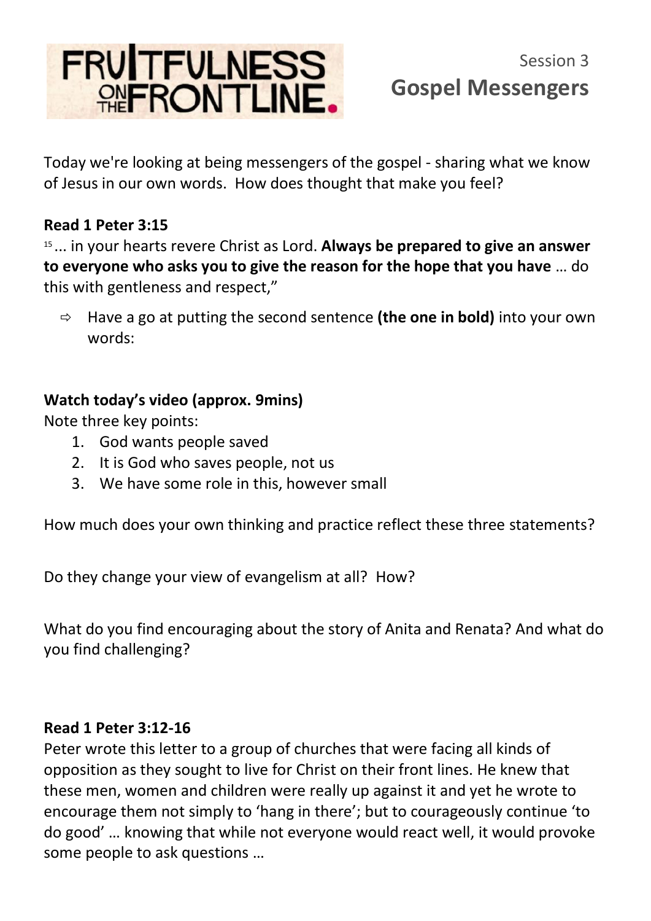# FRUITFULNESS ON THE FRONTLINE.

Session 3

## Gospel Messengers

Today we're looking at being messengers of the gospel - sharing what we know of Jesus in our own words. How does thought that make you feel?

**Read 1 Peter 3:15**

15 ... in your hearts revere Christ as Lord. **Always be prepared to give an answer to everyone who asks you to give the reason for the hope that you have** … do this with gentleness and respect,"

- ⇨ Have a go at putting the second sentence **(the one in bold)** into your own words:

**Watch today's video (approx. 9mins)**

Note three key points:

1. God wants people saved
2. It is God who saves people, not us
3. We have some role in this, however small

How much does your own thinking and practice reflect these three statements?

Do they change your view of evangelism at all? How?

What do you find encouraging about the story of Anita and Renata? And what do you find challenging?

**Read 1 Peter 3:12-16**

Peter wrote this letter to a group of churches that were facing all kinds of opposition as they sought to live for Christ on their front lines. He knew that these men, women and children were really up against it and yet he wrote to encourage them not simply to 'hang in there'; but to courageously continue 'to do good' … knowing that while not everyone would react well, it would provoke some people to ask questions …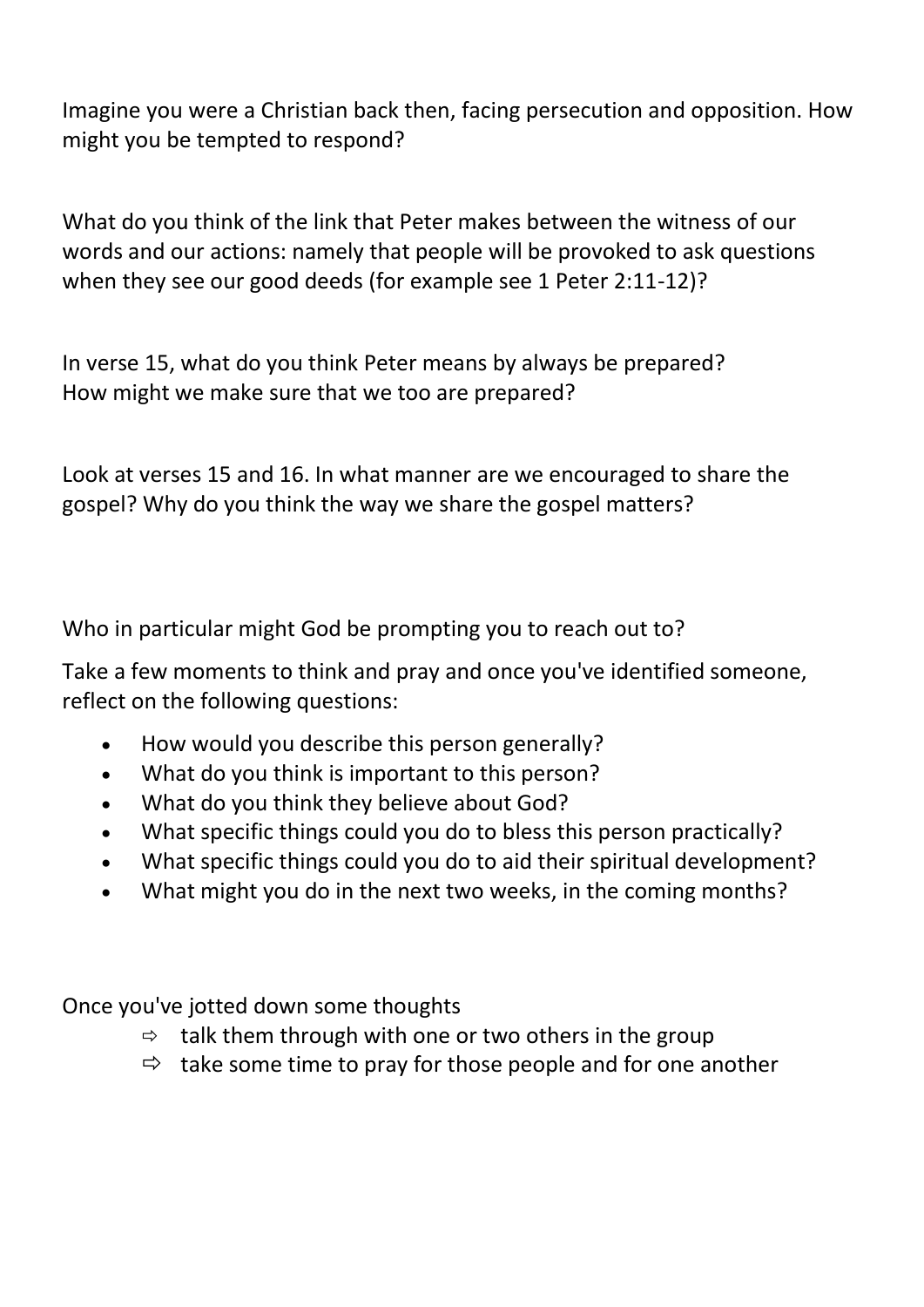Imagine you were a Christian back then, facing persecution and opposition. How might you be tempted to respond?

What do you think of the link that Peter makes between the witness of our words and our actions: namely that people will be provoked to ask questions when they see our good deeds (for example see 1 Peter 2:11-12)?

In verse 15, what do you think Peter means by always be prepared?
How might we make sure that we too are prepared?

Look at verses 15 and 16. In what manner are we encouraged to share the gospel? Why do you think the way we share the gospel matters?

Who in particular might God be prompting you to reach out to?

Take a few moments to think and pray and once you've identified someone, reflect on the following questions:

- How would you describe this person generally?
- What do you think is important to this person?
- What do you think they believe about God?
- What specific things could you do to bless this person practically?
- What specific things could you do to aid their spiritual development?
- What might you do in the next two weeks, in the coming months?

Once you've jotted down some thoughts

- ⇨ talk them through with one or two others in the group
- ⇨ take some time to pray for those people and for one another